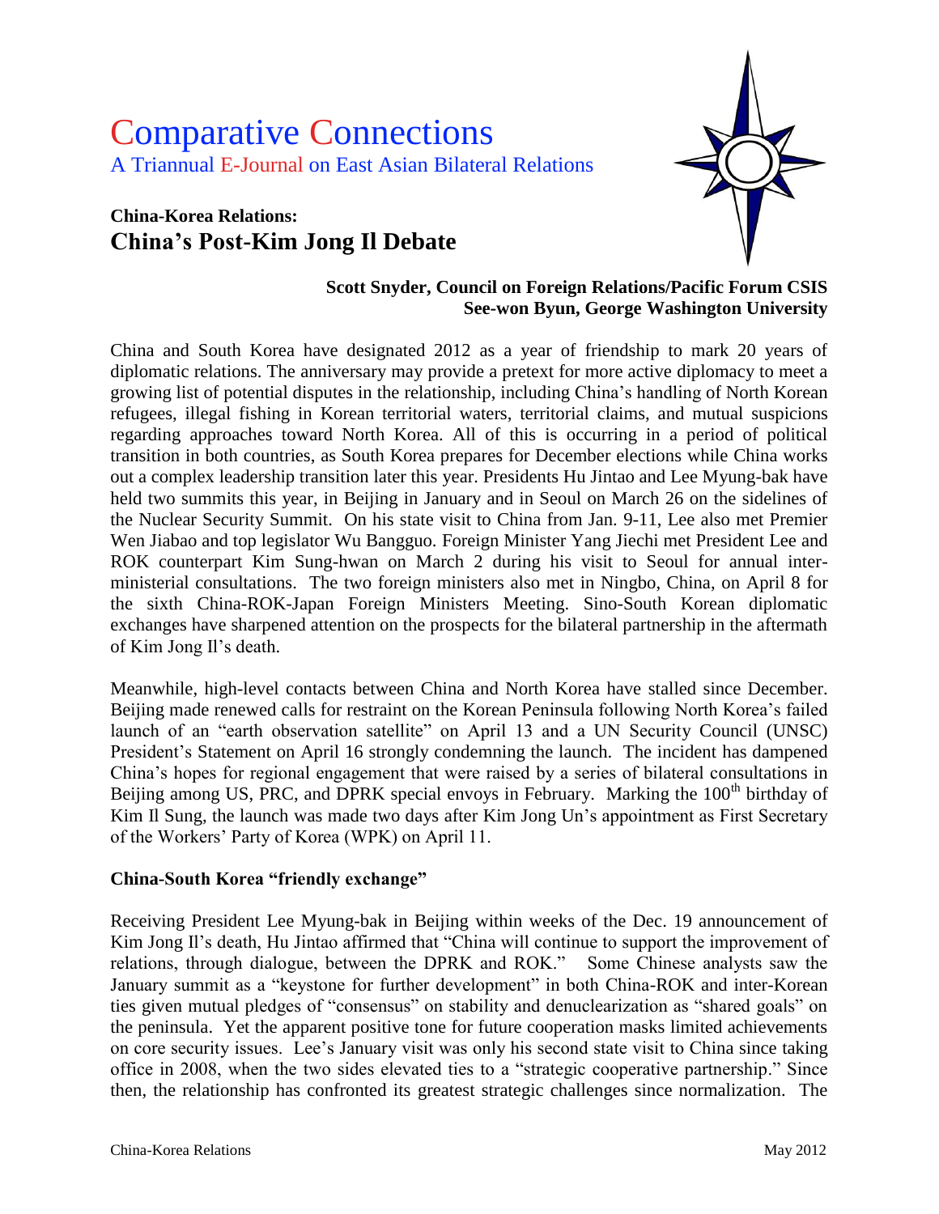# Comparative Connections

A Triannual E-Journal on East Asian Bilateral Relations

## China-Korea Relations:
## China's Post-Kim Jong Il Debate

**Scott Snyder, Council on Foreign Relations/Pacific Forum CSIS**
**See-won Byun, George Washington University**

China and South Korea have designated 2012 as a year of friendship to mark 20 years of diplomatic relations. The anniversary may provide a pretext for more active diplomacy to meet a growing list of potential disputes in the relationship, including China's handling of North Korean refugees, illegal fishing in Korean territorial waters, territorial claims, and mutual suspicions regarding approaches toward North Korea. All of this is occurring in a period of political transition in both countries, as South Korea prepares for December elections while China works out a complex leadership transition later this year. Presidents Hu Jintao and Lee Myung-bak have held two summits this year, in Beijing in January and in Seoul on March 26 on the sidelines of the Nuclear Security Summit. On his state visit to China from Jan. 9-11, Lee also met Premier Wen Jiabao and top legislator Wu Bangguo. Foreign Minister Yang Jiechi met President Lee and ROK counterpart Kim Sung-hwan on March 2 during his visit to Seoul for annual inter-ministerial consultations. The two foreign ministers also met in Ningbo, China, on April 8 for the sixth China-ROK-Japan Foreign Ministers Meeting. Sino-South Korean diplomatic exchanges have sharpened attention on the prospects for the bilateral partnership in the aftermath of Kim Jong Il's death.

Meanwhile, high-level contacts between China and North Korea have stalled since December. Beijing made renewed calls for restraint on the Korean Peninsula following North Korea's failed launch of an "earth observation satellite" on April 13 and a UN Security Council (UNSC) President's Statement on April 16 strongly condemning the launch. The incident has dampened China's hopes for regional engagement that were raised by a series of bilateral consultations in Beijing among US, PRC, and DPRK special envoys in February. Marking the 100th birthday of Kim Il Sung, the launch was made two days after Kim Jong Un's appointment as First Secretary of the Workers' Party of Korea (WPK) on April 11.

### China-South Korea "friendly exchange"

Receiving President Lee Myung-bak in Beijing within weeks of the Dec. 19 announcement of Kim Jong Il's death, Hu Jintao affirmed that "China will continue to support the improvement of relations, through dialogue, between the DPRK and ROK." Some Chinese analysts saw the January summit as a "keystone for further development" in both China-ROK and inter-Korean ties given mutual pledges of "consensus" on stability and denuclearization as "shared goals" on the peninsula. Yet the apparent positive tone for future cooperation masks limited achievements on core security issues. Lee's January visit was only his second state visit to China since taking office in 2008, when the two sides elevated ties to a "strategic cooperative partnership." Since then, the relationship has confronted its greatest strategic challenges since normalization. The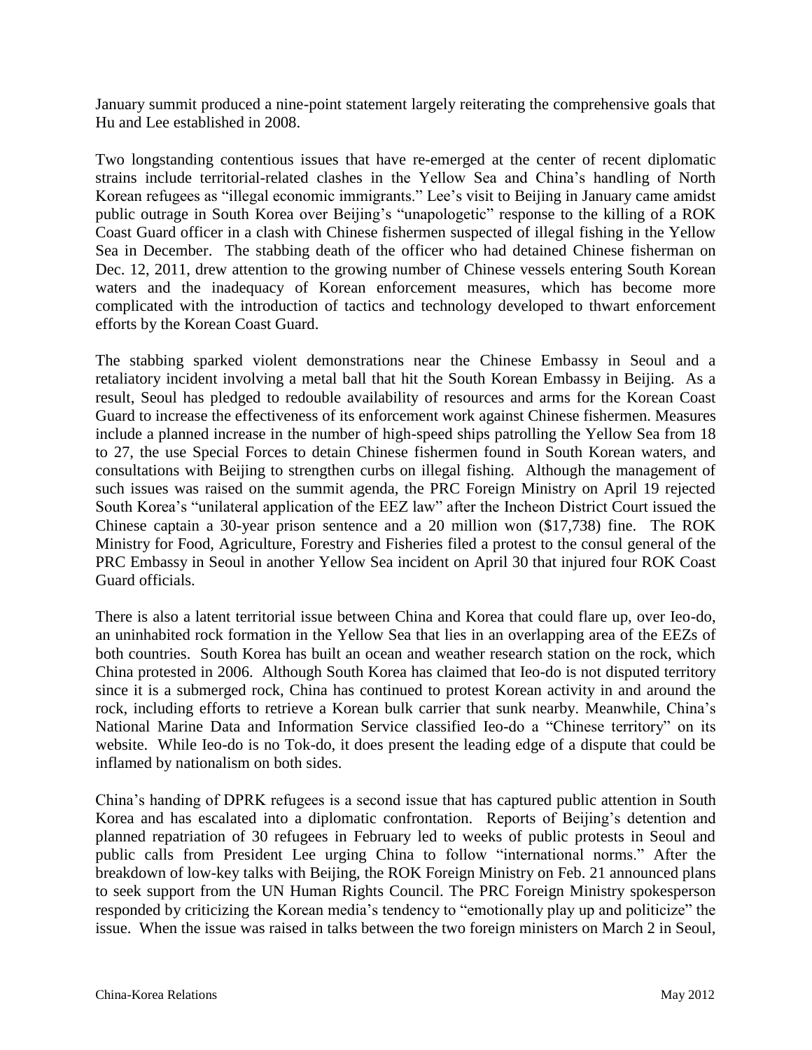January summit produced a nine-point statement largely reiterating the comprehensive goals that Hu and Lee established in 2008.

Two longstanding contentious issues that have re-emerged at the center of recent diplomatic strains include territorial-related clashes in the Yellow Sea and China's handling of North Korean refugees as "illegal economic immigrants." Lee's visit to Beijing in January came amidst public outrage in South Korea over Beijing's "unapologetic" response to the killing of a ROK Coast Guard officer in a clash with Chinese fishermen suspected of illegal fishing in the Yellow Sea in December. The stabbing death of the officer who had detained Chinese fisherman on Dec. 12, 2011, drew attention to the growing number of Chinese vessels entering South Korean waters and the inadequacy of Korean enforcement measures, which has become more complicated with the introduction of tactics and technology developed to thwart enforcement efforts by the Korean Coast Guard.

The stabbing sparked violent demonstrations near the Chinese Embassy in Seoul and a retaliatory incident involving a metal ball that hit the South Korean Embassy in Beijing. As a result, Seoul has pledged to redouble availability of resources and arms for the Korean Coast Guard to increase the effectiveness of its enforcement work against Chinese fishermen. Measures include a planned increase in the number of high-speed ships patrolling the Yellow Sea from 18 to 27, the use Special Forces to detain Chinese fishermen found in South Korean waters, and consultations with Beijing to strengthen curbs on illegal fishing. Although the management of such issues was raised on the summit agenda, the PRC Foreign Ministry on April 19 rejected South Korea's "unilateral application of the EEZ law" after the Incheon District Court issued the Chinese captain a 30-year prison sentence and a 20 million won ($17,738) fine. The ROK Ministry for Food, Agriculture, Forestry and Fisheries filed a protest to the consul general of the PRC Embassy in Seoul in another Yellow Sea incident on April 30 that injured four ROK Coast Guard officials.

There is also a latent territorial issue between China and Korea that could flare up, over Ieo-do, an uninhabited rock formation in the Yellow Sea that lies in an overlapping area of the EEZs of both countries. South Korea has built an ocean and weather research station on the rock, which China protested in 2006. Although South Korea has claimed that Ieo-do is not disputed territory since it is a submerged rock, China has continued to protest Korean activity in and around the rock, including efforts to retrieve a Korean bulk carrier that sunk nearby. Meanwhile, China's National Marine Data and Information Service classified Ieo-do a "Chinese territory" on its website. While Ieo-do is no Tok-do, it does present the leading edge of a dispute that could be inflamed by nationalism on both sides.

China's handing of DPRK refugees is a second issue that has captured public attention in South Korea and has escalated into a diplomatic confrontation. Reports of Beijing's detention and planned repatriation of 30 refugees in February led to weeks of public protests in Seoul and public calls from President Lee urging China to follow "international norms." After the breakdown of low-key talks with Beijing, the ROK Foreign Ministry on Feb. 21 announced plans to seek support from the UN Human Rights Council. The PRC Foreign Ministry spokesperson responded by criticizing the Korean media's tendency to "emotionally play up and politicize" the issue. When the issue was raised in talks between the two foreign ministers on March 2 in Seoul,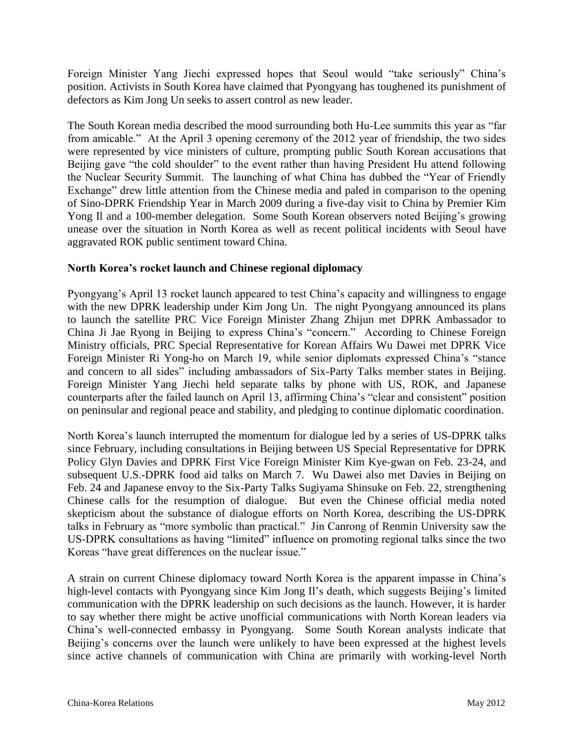Foreign Minister Yang Jiechi expressed hopes that Seoul would "take seriously" China's position. Activists in South Korea have claimed that Pyongyang has toughened its punishment of defectors as Kim Jong Un seeks to assert control as new leader.

The South Korean media described the mood surrounding both Hu-Lee summits this year as "far from amicable." At the April 3 opening ceremony of the 2012 year of friendship, the two sides were represented by vice ministers of culture, prompting public South Korean accusations that Beijing gave "the cold shoulder" to the event rather than having President Hu attend following the Nuclear Security Summit. The launching of what China has dubbed the "Year of Friendly Exchange" drew little attention from the Chinese media and paled in comparison to the opening of Sino-DPRK Friendship Year in March 2009 during a five-day visit to China by Premier Kim Yong Il and a 100-member delegation. Some South Korean observers noted Beijing's growing unease over the situation in North Korea as well as recent political incidents with Seoul have aggravated ROK public sentiment toward China.

**North Korea's rocket launch and Chinese regional diplomacy**

Pyongyang's April 13 rocket launch appeared to test China's capacity and willingness to engage with the new DPRK leadership under Kim Jong Un. The night Pyongyang announced its plans to launch the satellite PRC Vice Foreign Minister Zhang Zhijun met DPRK Ambassador to China Ji Jae Ryong in Beijing to express China's "concern." According to Chinese Foreign Ministry officials, PRC Special Representative for Korean Affairs Wu Dawei met DPRK Vice Foreign Minister Ri Yong-ho on March 19, while senior diplomats expressed China's "stance and concern to all sides" including ambassadors of Six-Party Talks member states in Beijing. Foreign Minister Yang Jiechi held separate talks by phone with US, ROK, and Japanese counterparts after the failed launch on April 13, affirming China's "clear and consistent" position on peninsular and regional peace and stability, and pledging to continue diplomatic coordination.

North Korea's launch interrupted the momentum for dialogue led by a series of US-DPRK talks since February, including consultations in Beijing between US Special Representative for DPRK Policy Glyn Davies and DPRK First Vice Foreign Minister Kim Kye-gwan on Feb. 23-24, and subsequent U.S.-DPRK food aid talks on March 7. Wu Dawei also met Davies in Beijing on Feb. 24 and Japanese envoy to the Six-Party Talks Sugiyama Shinsuke on Feb. 22, strengthening Chinese calls for the resumption of dialogue. But even the Chinese official media noted skepticism about the substance of dialogue efforts on North Korea, describing the US-DPRK talks in February as "more symbolic than practical." Jin Canrong of Renmin University saw the US-DPRK consultations as having "limited" influence on promoting regional talks since the two Koreas "have great differences on the nuclear issue."

A strain on current Chinese diplomacy toward North Korea is the apparent impasse in China's high-level contacts with Pyongyang since Kim Jong Il's death, which suggests Beijing's limited communication with the DPRK leadership on such decisions as the launch. However, it is harder to say whether there might be active unofficial communications with North Korean leaders via China's well-connected embassy in Pyongyang. Some South Korean analysts indicate that Beijing's concerns over the launch were unlikely to have been expressed at the highest levels since active channels of communication with China are primarily with working-level North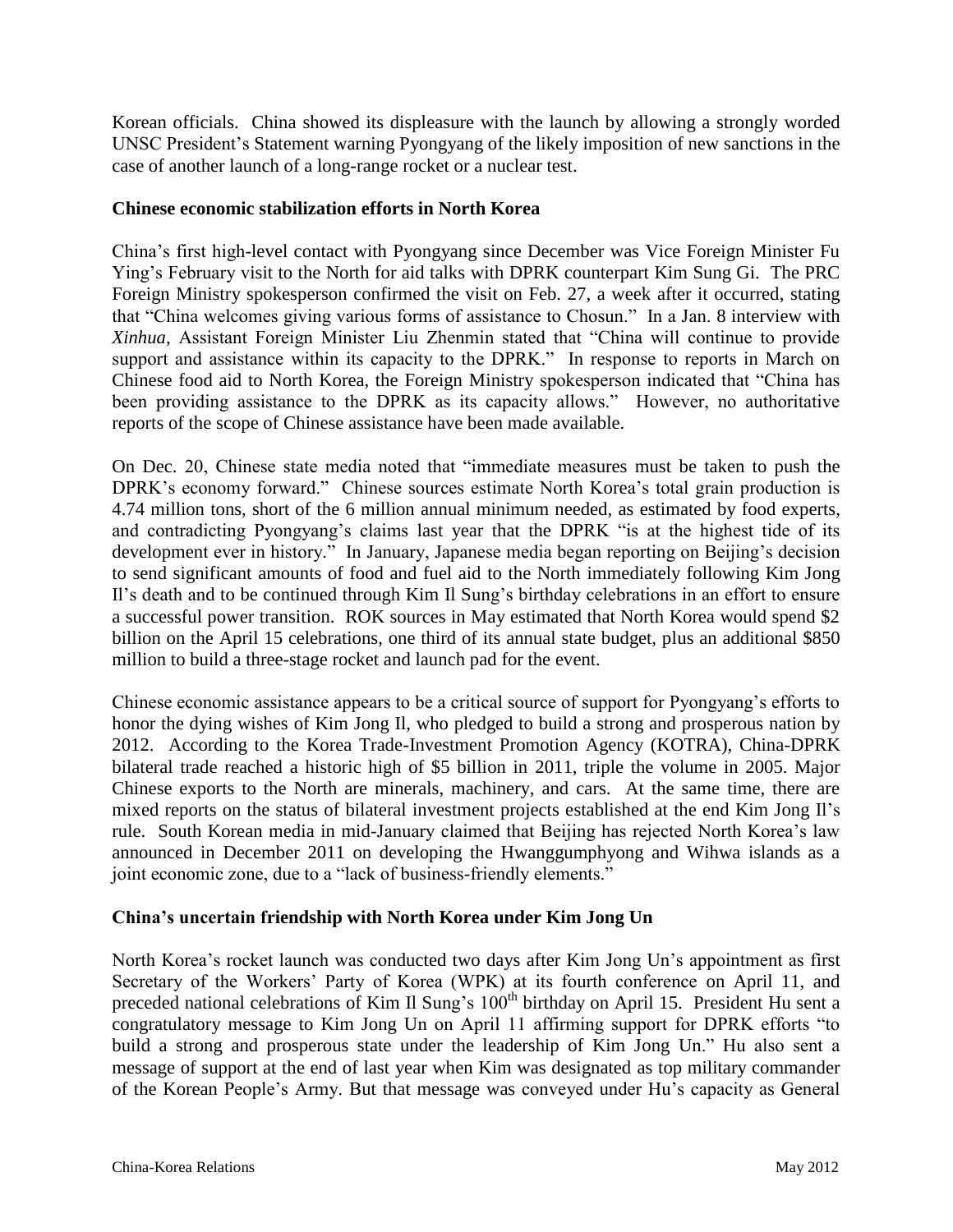Korean officials. China showed its displeasure with the launch by allowing a strongly worded UNSC President's Statement warning Pyongyang of the likely imposition of new sanctions in the case of another launch of a long-range rocket or a nuclear test.

**Chinese economic stabilization efforts in North Korea**

China's first high-level contact with Pyongyang since December was Vice Foreign Minister Fu Ying's February visit to the North for aid talks with DPRK counterpart Kim Sung Gi. The PRC Foreign Ministry spokesperson confirmed the visit on Feb. 27, a week after it occurred, stating that "China welcomes giving various forms of assistance to Chosun." In a Jan. 8 interview with *Xinhua,* Assistant Foreign Minister Liu Zhenmin stated that "China will continue to provide support and assistance within its capacity to the DPRK." In response to reports in March on Chinese food aid to North Korea, the Foreign Ministry spokesperson indicated that "China has been providing assistance to the DPRK as its capacity allows." However, no authoritative reports of the scope of Chinese assistance have been made available.

On Dec. 20, Chinese state media noted that "immediate measures must be taken to push the DPRK's economy forward." Chinese sources estimate North Korea's total grain production is 4.74 million tons, short of the 6 million annual minimum needed, as estimated by food experts, and contradicting Pyongyang's claims last year that the DPRK "is at the highest tide of its development ever in history." In January, Japanese media began reporting on Beijing's decision to send significant amounts of food and fuel aid to the North immediately following Kim Jong Il's death and to be continued through Kim Il Sung's birthday celebrations in an effort to ensure a successful power transition. ROK sources in May estimated that North Korea would spend $2 billion on the April 15 celebrations, one third of its annual state budget, plus an additional $850 million to build a three-stage rocket and launch pad for the event.

Chinese economic assistance appears to be a critical source of support for Pyongyang's efforts to honor the dying wishes of Kim Jong Il, who pledged to build a strong and prosperous nation by 2012. According to the Korea Trade-Investment Promotion Agency (KOTRA), China-DPRK bilateral trade reached a historic high of $5 billion in 2011, triple the volume in 2005. Major Chinese exports to the North are minerals, machinery, and cars. At the same time, there are mixed reports on the status of bilateral investment projects established at the end Kim Jong Il's rule. South Korean media in mid-January claimed that Beijing has rejected North Korea's law announced in December 2011 on developing the Hwanggumphyong and Wihwa islands as a joint economic zone, due to a "lack of business-friendly elements."

**China's uncertain friendship with North Korea under Kim Jong Un**

North Korea's rocket launch was conducted two days after Kim Jong Un's appointment as first Secretary of the Workers' Party of Korea (WPK) at its fourth conference on April 11, and preceded national celebrations of Kim Il Sung's 100th birthday on April 15. President Hu sent a congratulatory message to Kim Jong Un on April 11 affirming support for DPRK efforts "to build a strong and prosperous state under the leadership of Kim Jong Un." Hu also sent a message of support at the end of last year when Kim was designated as top military commander of the Korean People's Army. But that message was conveyed under Hu's capacity as General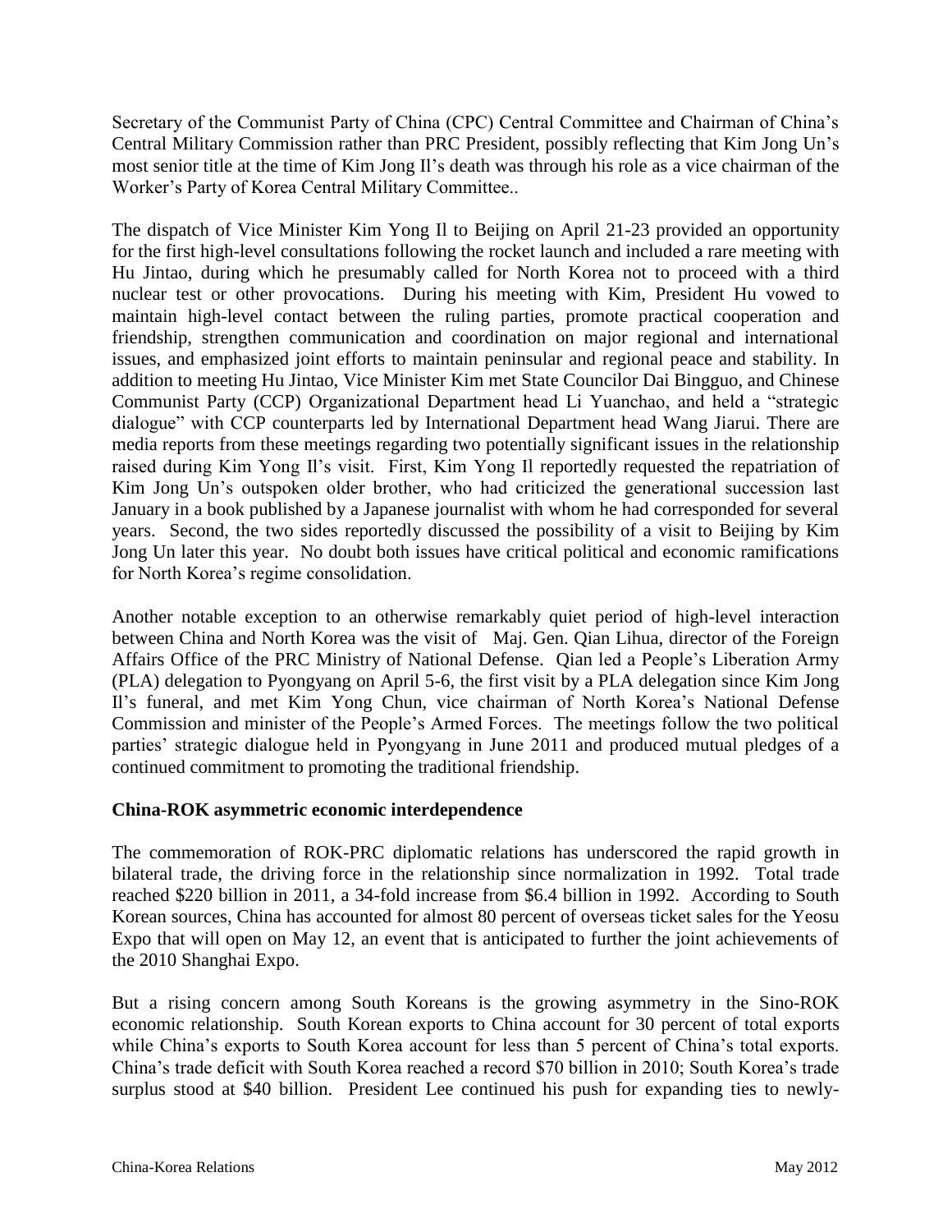Secretary of the Communist Party of China (CPC) Central Committee and Chairman of China's Central Military Commission rather than PRC President, possibly reflecting that Kim Jong Un's most senior title at the time of Kim Jong Il's death was through his role as a vice chairman of the Worker's Party of Korea Central Military Committee..

The dispatch of Vice Minister Kim Yong Il to Beijing on April 21-23 provided an opportunity for the first high-level consultations following the rocket launch and included a rare meeting with Hu Jintao, during which he presumably called for North Korea not to proceed with a third nuclear test or other provocations. During his meeting with Kim, President Hu vowed to maintain high-level contact between the ruling parties, promote practical cooperation and friendship, strengthen communication and coordination on major regional and international issues, and emphasized joint efforts to maintain peninsular and regional peace and stability. In addition to meeting Hu Jintao, Vice Minister Kim met State Councilor Dai Bingguo, and Chinese Communist Party (CCP) Organizational Department head Li Yuanchao, and held a "strategic dialogue" with CCP counterparts led by International Department head Wang Jiarui. There are media reports from these meetings regarding two potentially significant issues in the relationship raised during Kim Yong Il's visit. First, Kim Yong Il reportedly requested the repatriation of Kim Jong Un's outspoken older brother, who had criticized the generational succession last January in a book published by a Japanese journalist with whom he had corresponded for several years. Second, the two sides reportedly discussed the possibility of a visit to Beijing by Kim Jong Un later this year. No doubt both issues have critical political and economic ramifications for North Korea's regime consolidation.

Another notable exception to an otherwise remarkably quiet period of high-level interaction between China and North Korea was the visit of Maj. Gen. Qian Lihua, director of the Foreign Affairs Office of the PRC Ministry of National Defense. Qian led a People's Liberation Army (PLA) delegation to Pyongyang on April 5-6, the first visit by a PLA delegation since Kim Jong Il's funeral, and met Kim Yong Chun, vice chairman of North Korea's National Defense Commission and minister of the People's Armed Forces. The meetings follow the two political parties' strategic dialogue held in Pyongyang in June 2011 and produced mutual pledges of a continued commitment to promoting the traditional friendship.

**China-ROK asymmetric economic interdependence**

The commemoration of ROK-PRC diplomatic relations has underscored the rapid growth in bilateral trade, the driving force in the relationship since normalization in 1992. Total trade reached $220 billion in 2011, a 34-fold increase from $6.4 billion in 1992. According to South Korean sources, China has accounted for almost 80 percent of overseas ticket sales for the Yeosu Expo that will open on May 12, an event that is anticipated to further the joint achievements of the 2010 Shanghai Expo.

But a rising concern among South Koreans is the growing asymmetry in the Sino-ROK economic relationship. South Korean exports to China account for 30 percent of total exports while China's exports to South Korea account for less than 5 percent of China's total exports. China's trade deficit with South Korea reached a record $70 billion in 2010; South Korea's trade surplus stood at $40 billion. President Lee continued his push for expanding ties to newly-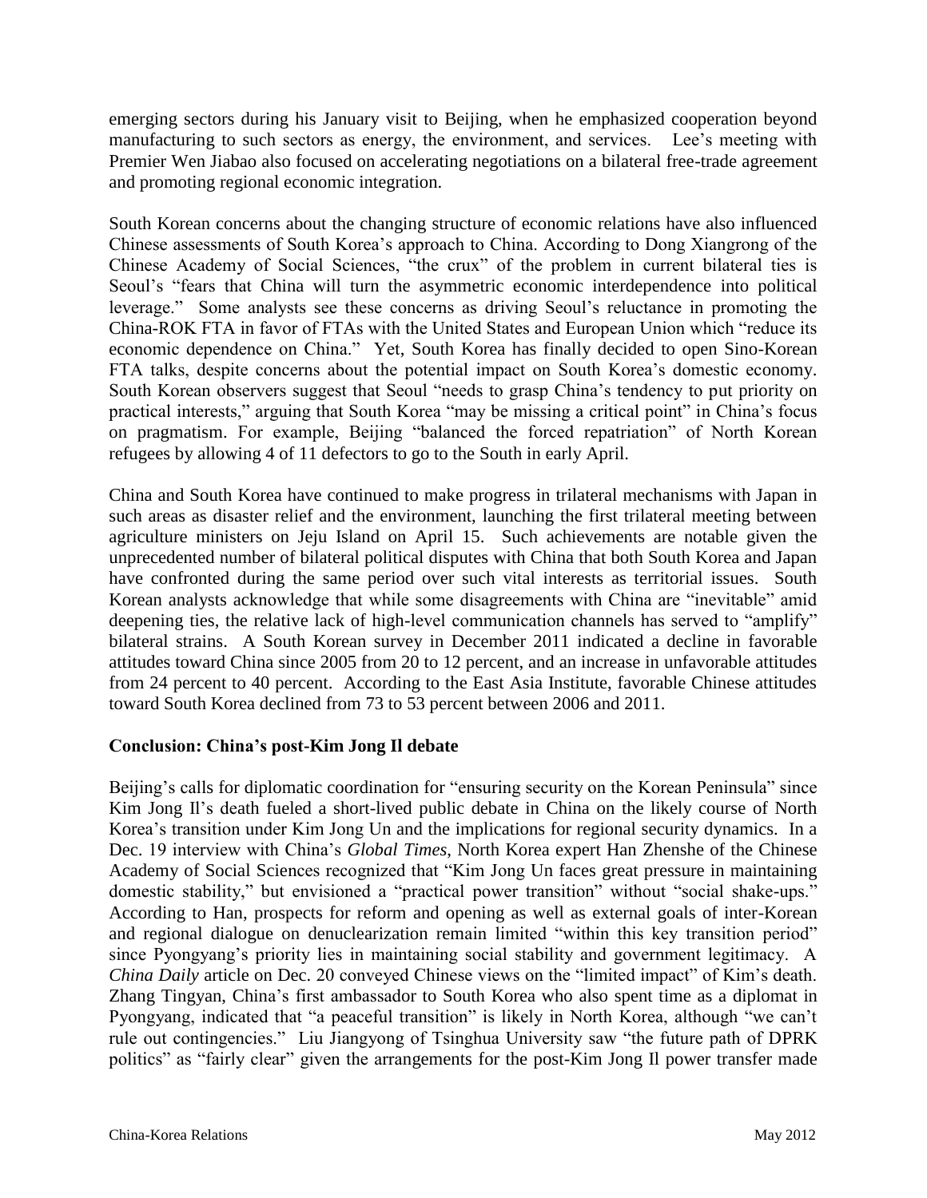emerging sectors during his January visit to Beijing, when he emphasized cooperation beyond manufacturing to such sectors as energy, the environment, and services. Lee's meeting with Premier Wen Jiabao also focused on accelerating negotiations on a bilateral free-trade agreement and promoting regional economic integration.

South Korean concerns about the changing structure of economic relations have also influenced Chinese assessments of South Korea's approach to China. According to Dong Xiangrong of the Chinese Academy of Social Sciences, "the crux" of the problem in current bilateral ties is Seoul's "fears that China will turn the asymmetric economic interdependence into political leverage." Some analysts see these concerns as driving Seoul's reluctance in promoting the China-ROK FTA in favor of FTAs with the United States and European Union which "reduce its economic dependence on China." Yet, South Korea has finally decided to open Sino-Korean FTA talks, despite concerns about the potential impact on South Korea's domestic economy. South Korean observers suggest that Seoul "needs to grasp China's tendency to put priority on practical interests," arguing that South Korea "may be missing a critical point" in China's focus on pragmatism. For example, Beijing "balanced the forced repatriation" of North Korean refugees by allowing 4 of 11 defectors to go to the South in early April.

China and South Korea have continued to make progress in trilateral mechanisms with Japan in such areas as disaster relief and the environment, launching the first trilateral meeting between agriculture ministers on Jeju Island on April 15. Such achievements are notable given the unprecedented number of bilateral political disputes with China that both South Korea and Japan have confronted during the same period over such vital interests as territorial issues. South Korean analysts acknowledge that while some disagreements with China are "inevitable" amid deepening ties, the relative lack of high-level communication channels has served to "amplify" bilateral strains. A South Korean survey in December 2011 indicated a decline in favorable attitudes toward China since 2005 from 20 to 12 percent, and an increase in unfavorable attitudes from 24 percent to 40 percent. According to the East Asia Institute, favorable Chinese attitudes toward South Korea declined from 73 to 53 percent between 2006 and 2011.

## Conclusion: China's post-Kim Jong Il debate

Beijing's calls for diplomatic coordination for "ensuring security on the Korean Peninsula" since Kim Jong Il's death fueled a short-lived public debate in China on the likely course of North Korea's transition under Kim Jong Un and the implications for regional security dynamics. In a Dec. 19 interview with China's *Global Times*, North Korea expert Han Zhenshe of the Chinese Academy of Social Sciences recognized that "Kim Jong Un faces great pressure in maintaining domestic stability," but envisioned a "practical power transition" without "social shake-ups." According to Han, prospects for reform and opening as well as external goals of inter-Korean and regional dialogue on denuclearization remain limited "within this key transition period" since Pyongyang's priority lies in maintaining social stability and government legitimacy. A *China Daily* article on Dec. 20 conveyed Chinese views on the "limited impact" of Kim's death. Zhang Tingyan, China's first ambassador to South Korea who also spent time as a diplomat in Pyongyang, indicated that "a peaceful transition" is likely in North Korea, although "we can't rule out contingencies." Liu Jiangyong of Tsinghua University saw "the future path of DPRK politics" as "fairly clear" given the arrangements for the post-Kim Jong Il power transfer made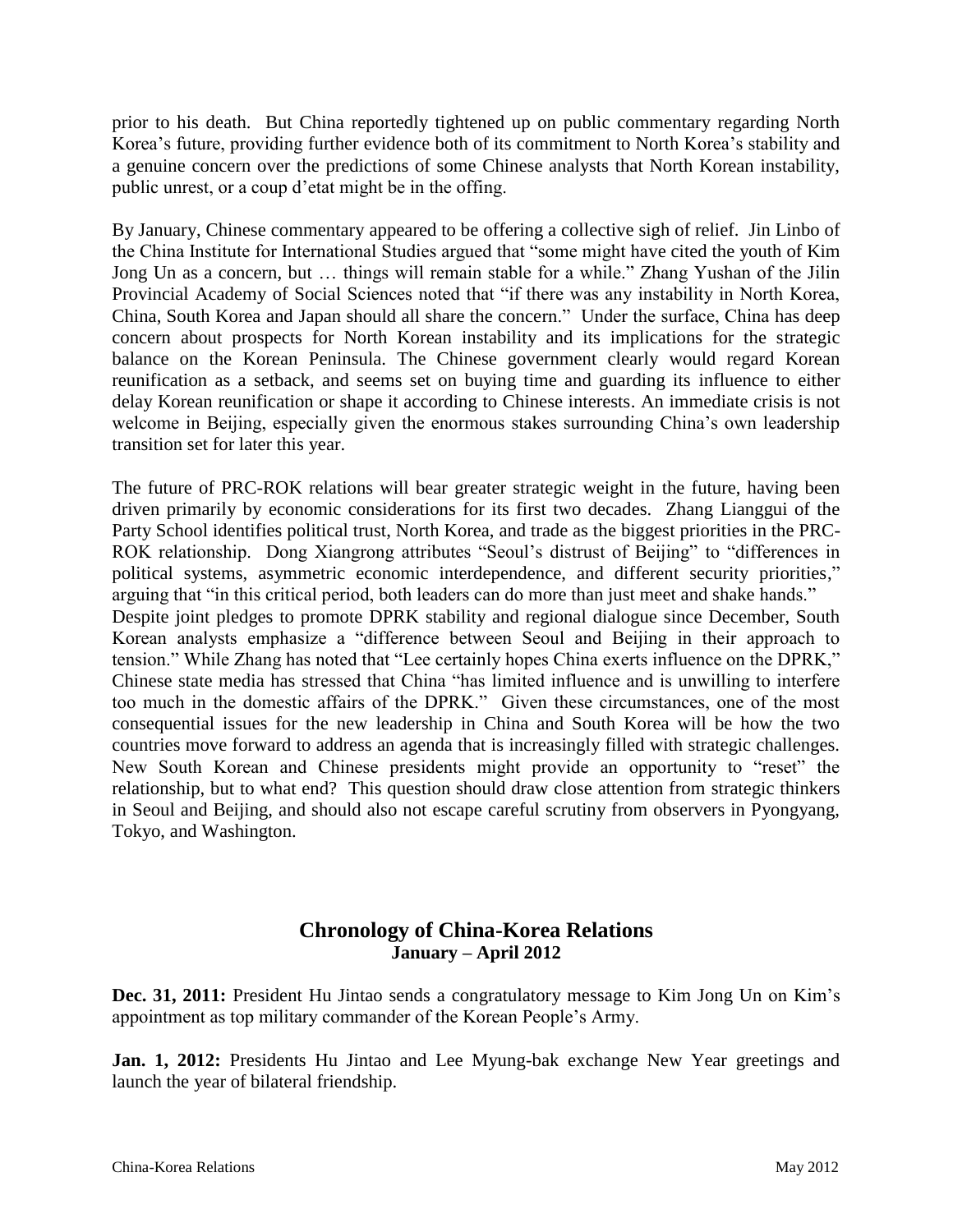prior to his death. But China reportedly tightened up on public commentary regarding North Korea's future, providing further evidence both of its commitment to North Korea's stability and a genuine concern over the predictions of some Chinese analysts that North Korean instability, public unrest, or a coup d'etat might be in the offing.

By January, Chinese commentary appeared to be offering a collective sigh of relief. Jin Linbo of the China Institute for International Studies argued that "some might have cited the youth of Kim Jong Un as a concern, but … things will remain stable for a while." Zhang Yushan of the Jilin Provincial Academy of Social Sciences noted that "if there was any instability in North Korea, China, South Korea and Japan should all share the concern." Under the surface, China has deep concern about prospects for North Korean instability and its implications for the strategic balance on the Korean Peninsula. The Chinese government clearly would regard Korean reunification as a setback, and seems set on buying time and guarding its influence to either delay Korean reunification or shape it according to Chinese interests. An immediate crisis is not welcome in Beijing, especially given the enormous stakes surrounding China's own leadership transition set for later this year.

The future of PRC-ROK relations will bear greater strategic weight in the future, having been driven primarily by economic considerations for its first two decades. Zhang Lianggui of the Party School identifies political trust, North Korea, and trade as the biggest priorities in the PRC-ROK relationship. Dong Xiangrong attributes "Seoul's distrust of Beijing" to "differences in political systems, asymmetric economic interdependence, and different security priorities," arguing that "in this critical period, both leaders can do more than just meet and shake hands." Despite joint pledges to promote DPRK stability and regional dialogue since December, South Korean analysts emphasize a "difference between Seoul and Beijing in their approach to tension." While Zhang has noted that "Lee certainly hopes China exerts influence on the DPRK," Chinese state media has stressed that China "has limited influence and is unwilling to interfere too much in the domestic affairs of the DPRK." Given these circumstances, one of the most consequential issues for the new leadership in China and South Korea will be how the two countries move forward to address an agenda that is increasingly filled with strategic challenges. New South Korean and Chinese presidents might provide an opportunity to "reset" the relationship, but to what end? This question should draw close attention from strategic thinkers in Seoul and Beijing, and should also not escape careful scrutiny from observers in Pyongyang, Tokyo, and Washington.

## Chronology of China-Korea Relations
### January – April 2012

**Dec. 31, 2011:** President Hu Jintao sends a congratulatory message to Kim Jong Un on Kim's appointment as top military commander of the Korean People's Army.

**Jan. 1, 2012:** Presidents Hu Jintao and Lee Myung-bak exchange New Year greetings and launch the year of bilateral friendship.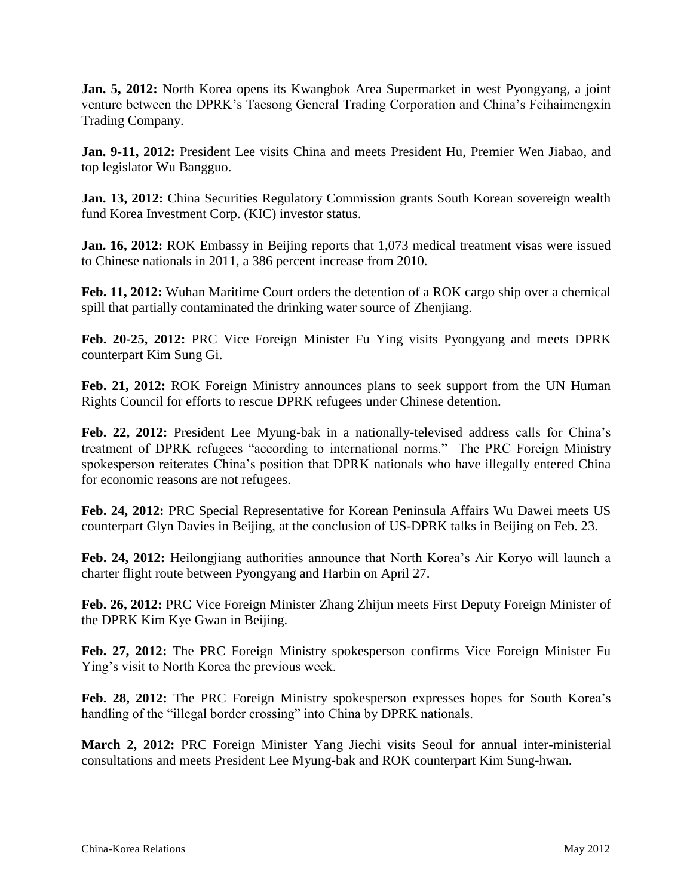**Jan. 5, 2012:** North Korea opens its Kwangbok Area Supermarket in west Pyongyang, a joint venture between the DPRK's Taesong General Trading Corporation and China's Feihaimengxin Trading Company.

**Jan. 9-11, 2012:** President Lee visits China and meets President Hu, Premier Wen Jiabao, and top legislator Wu Bangguo.

**Jan. 13, 2012:** China Securities Regulatory Commission grants South Korean sovereign wealth fund Korea Investment Corp. (KIC) investor status.

**Jan. 16, 2012:** ROK Embassy in Beijing reports that 1,073 medical treatment visas were issued to Chinese nationals in 2011, a 386 percent increase from 2010.

**Feb. 11, 2012:** Wuhan Maritime Court orders the detention of a ROK cargo ship over a chemical spill that partially contaminated the drinking water source of Zhenjiang.

**Feb. 20-25, 2012:** PRC Vice Foreign Minister Fu Ying visits Pyongyang and meets DPRK counterpart Kim Sung Gi.

**Feb. 21, 2012:** ROK Foreign Ministry announces plans to seek support from the UN Human Rights Council for efforts to rescue DPRK refugees under Chinese detention.

**Feb. 22, 2012:** President Lee Myung-bak in a nationally-televised address calls for China's treatment of DPRK refugees "according to international norms." The PRC Foreign Ministry spokesperson reiterates China's position that DPRK nationals who have illegally entered China for economic reasons are not refugees.

**Feb. 24, 2012:** PRC Special Representative for Korean Peninsula Affairs Wu Dawei meets US counterpart Glyn Davies in Beijing, at the conclusion of US-DPRK talks in Beijing on Feb. 23.

**Feb. 24, 2012:** Heilongjiang authorities announce that North Korea's Air Koryo will launch a charter flight route between Pyongyang and Harbin on April 27.

**Feb. 26, 2012:** PRC Vice Foreign Minister Zhang Zhijun meets First Deputy Foreign Minister of the DPRK Kim Kye Gwan in Beijing.

**Feb. 27, 2012:** The PRC Foreign Ministry spokesperson confirms Vice Foreign Minister Fu Ying's visit to North Korea the previous week.

**Feb. 28, 2012:** The PRC Foreign Ministry spokesperson expresses hopes for South Korea's handling of the "illegal border crossing" into China by DPRK nationals.

**March 2, 2012:** PRC Foreign Minister Yang Jiechi visits Seoul for annual inter-ministerial consultations and meets President Lee Myung-bak and ROK counterpart Kim Sung-hwan.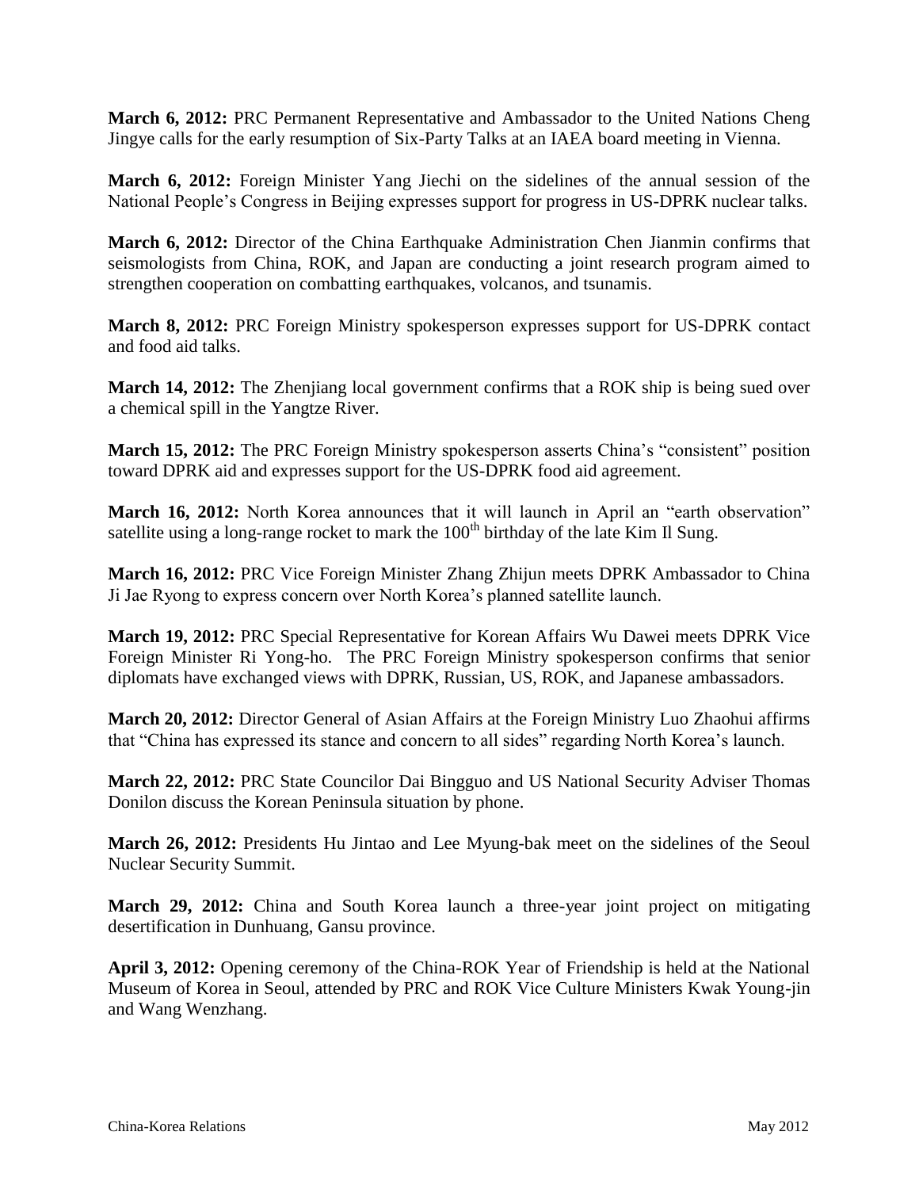**March 6, 2012:** PRC Permanent Representative and Ambassador to the United Nations Cheng Jingye calls for the early resumption of Six-Party Talks at an IAEA board meeting in Vienna.

**March 6, 2012:** Foreign Minister Yang Jiechi on the sidelines of the annual session of the National People's Congress in Beijing expresses support for progress in US-DPRK nuclear talks.

**March 6, 2012:** Director of the China Earthquake Administration Chen Jianmin confirms that seismologists from China, ROK, and Japan are conducting a joint research program aimed to strengthen cooperation on combatting earthquakes, volcanos, and tsunamis.

**March 8, 2012:** PRC Foreign Ministry spokesperson expresses support for US-DPRK contact and food aid talks.

**March 14, 2012:** The Zhenjiang local government confirms that a ROK ship is being sued over a chemical spill in the Yangtze River.

**March 15, 2012:** The PRC Foreign Ministry spokesperson asserts China's "consistent" position toward DPRK aid and expresses support for the US-DPRK food aid agreement.

**March 16, 2012:** North Korea announces that it will launch in April an "earth observation" satellite using a long-range rocket to mark the 100th birthday of the late Kim Il Sung.

**March 16, 2012:** PRC Vice Foreign Minister Zhang Zhijun meets DPRK Ambassador to China Ji Jae Ryong to express concern over North Korea's planned satellite launch.

**March 19, 2012:** PRC Special Representative for Korean Affairs Wu Dawei meets DPRK Vice Foreign Minister Ri Yong-ho. The PRC Foreign Ministry spokesperson confirms that senior diplomats have exchanged views with DPRK, Russian, US, ROK, and Japanese ambassadors.

**March 20, 2012:** Director General of Asian Affairs at the Foreign Ministry Luo Zhaohui affirms that "China has expressed its stance and concern to all sides" regarding North Korea's launch.

**March 22, 2012:** PRC State Councilor Dai Bingguo and US National Security Adviser Thomas Donilon discuss the Korean Peninsula situation by phone.

**March 26, 2012:** Presidents Hu Jintao and Lee Myung-bak meet on the sidelines of the Seoul Nuclear Security Summit.

**March 29, 2012:** China and South Korea launch a three-year joint project on mitigating desertification in Dunhuang, Gansu province.

**April 3, 2012:** Opening ceremony of the China-ROK Year of Friendship is held at the National Museum of Korea in Seoul, attended by PRC and ROK Vice Culture Ministers Kwak Young-jin and Wang Wenzhang.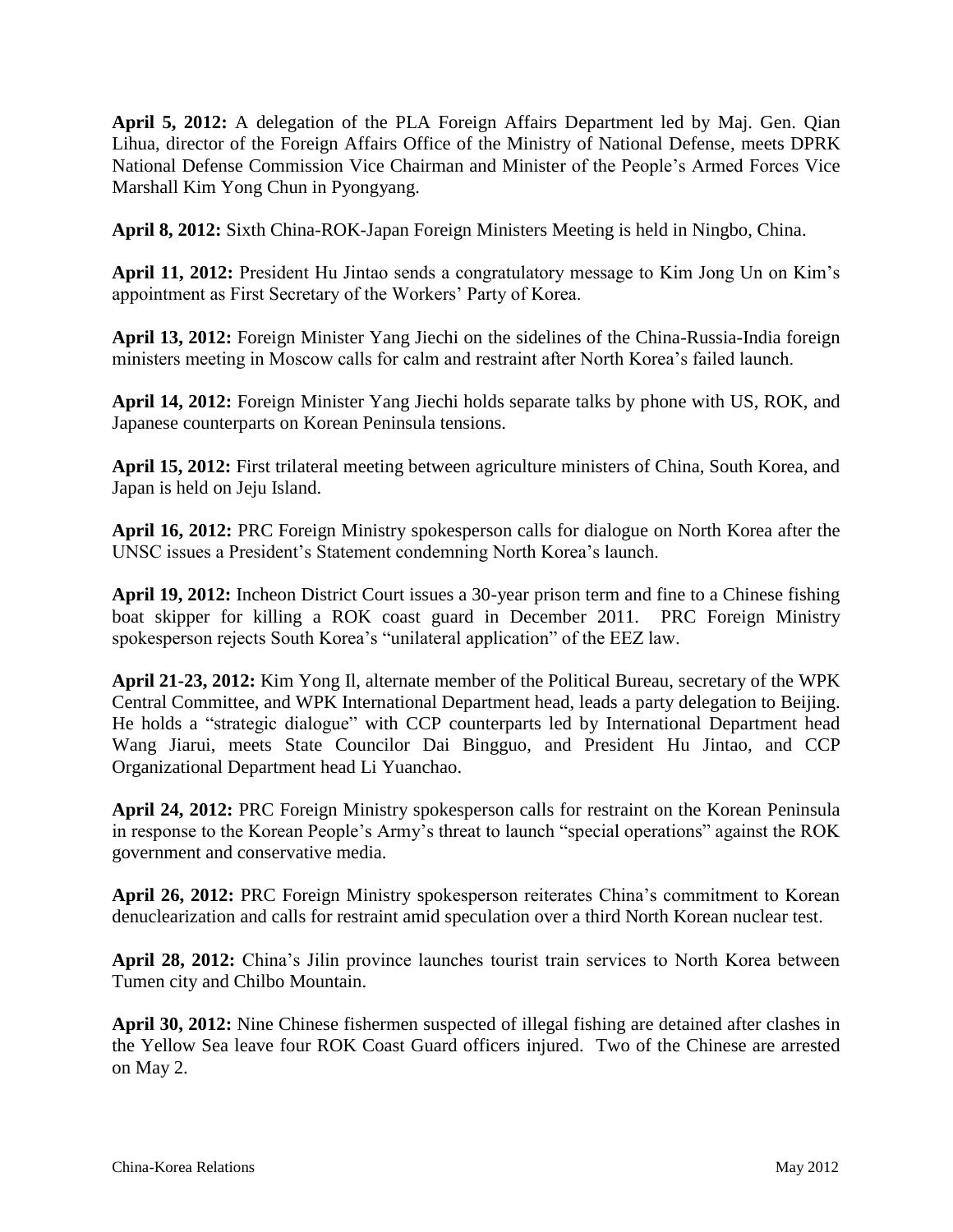**April 5, 2012:** A delegation of the PLA Foreign Affairs Department led by Maj. Gen. Qian Lihua, director of the Foreign Affairs Office of the Ministry of National Defense, meets DPRK National Defense Commission Vice Chairman and Minister of the People's Armed Forces Vice Marshall Kim Yong Chun in Pyongyang.

**April 8, 2012:** Sixth China-ROK-Japan Foreign Ministers Meeting is held in Ningbo, China.

**April 11, 2012:** President Hu Jintao sends a congratulatory message to Kim Jong Un on Kim's appointment as First Secretary of the Workers' Party of Korea.

**April 13, 2012:** Foreign Minister Yang Jiechi on the sidelines of the China-Russia-India foreign ministers meeting in Moscow calls for calm and restraint after North Korea's failed launch.

**April 14, 2012:** Foreign Minister Yang Jiechi holds separate talks by phone with US, ROK, and Japanese counterparts on Korean Peninsula tensions.

**April 15, 2012:** First trilateral meeting between agriculture ministers of China, South Korea, and Japan is held on Jeju Island.

**April 16, 2012:** PRC Foreign Ministry spokesperson calls for dialogue on North Korea after the UNSC issues a President's Statement condemning North Korea's launch.

**April 19, 2012:** Incheon District Court issues a 30-year prison term and fine to a Chinese fishing boat skipper for killing a ROK coast guard in December 2011. PRC Foreign Ministry spokesperson rejects South Korea's "unilateral application" of the EEZ law.

**April 21-23, 2012:** Kim Yong Il, alternate member of the Political Bureau, secretary of the WPK Central Committee, and WPK International Department head, leads a party delegation to Beijing. He holds a "strategic dialogue" with CCP counterparts led by International Department head Wang Jiarui, meets State Councilor Dai Bingguo, and President Hu Jintao, and CCP Organizational Department head Li Yuanchao.

**April 24, 2012:** PRC Foreign Ministry spokesperson calls for restraint on the Korean Peninsula in response to the Korean People's Army's threat to launch "special operations" against the ROK government and conservative media.

**April 26, 2012:** PRC Foreign Ministry spokesperson reiterates China's commitment to Korean denuclearization and calls for restraint amid speculation over a third North Korean nuclear test.

**April 28, 2012:** China's Jilin province launches tourist train services to North Korea between Tumen city and Chilbo Mountain.

**April 30, 2012:** Nine Chinese fishermen suspected of illegal fishing are detained after clashes in the Yellow Sea leave four ROK Coast Guard officers injured. Two of the Chinese are arrested on May 2.